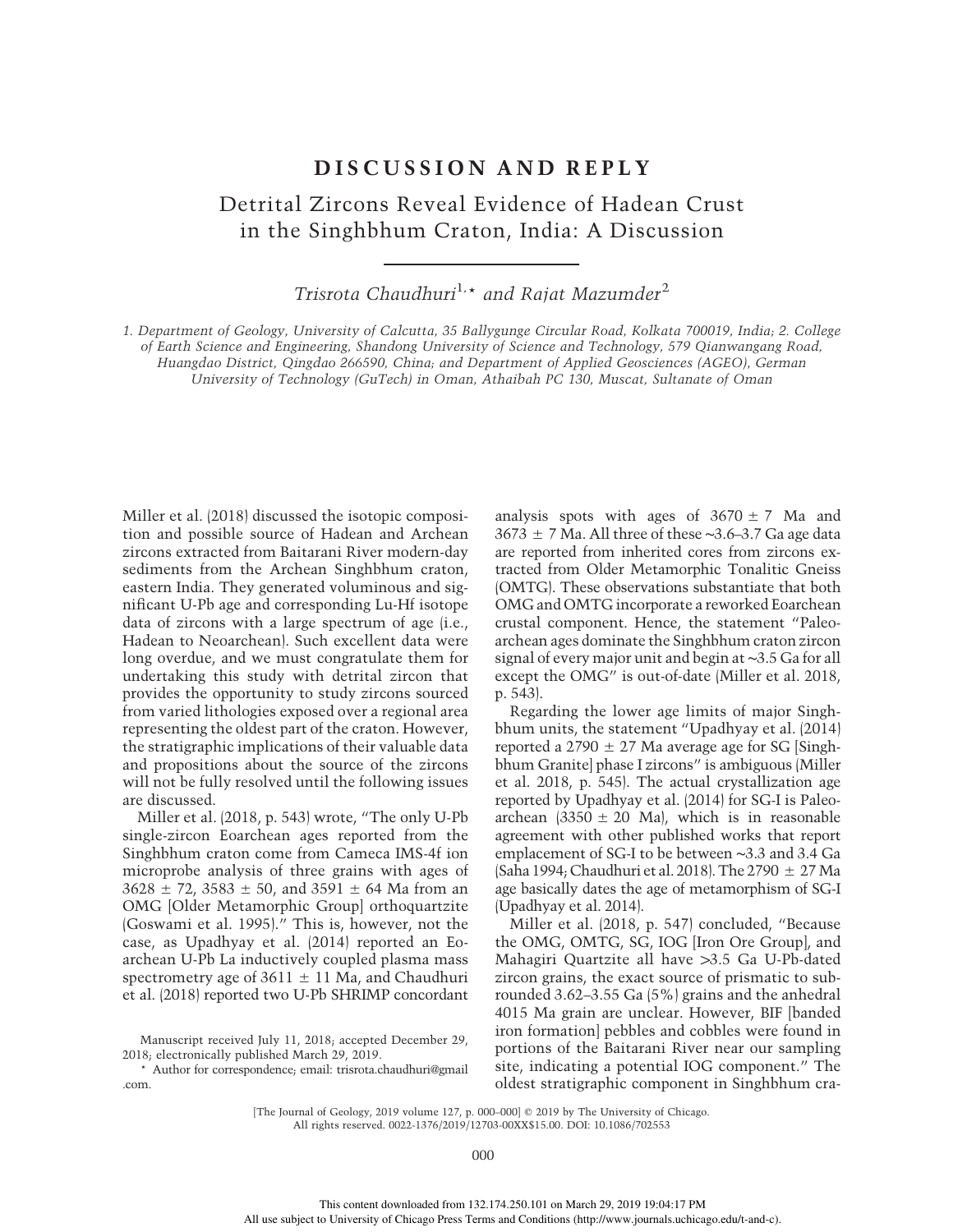# DISCUSSION AND REPLY

## Detrital Zircons Reveal Evidence of Hadean Crust in the Singhbhum Craton, India: A Discussion

*Trisrota Chaudhuri*[1,*] *and Rajat Mazumder*[2]

*1. Department of Geology, University of Calcutta, 35 Ballygunge Circular Road, Kolkata 700019, India; 2. College of Earth Science and Engineering, Shandong University of Science and Technology, 579 Qianwangang Road, Huangdao District, Qingdao 266590, China; and Department of Applied Geosciences (AGEO), German University of Technology (GuTech) in Oman, Athaibah PC 130, Muscat, Sultanate of Oman*

Miller et al. (2018) discussed the isotopic composition and possible source of Hadean and Archean zircons extracted from Baitarani River modern-day sediments from the Archean Singhbhum craton, eastern India. They generated voluminous and significant U-Pb age and corresponding Lu-Hf isotope data of zircons with a large spectrum of age (i.e., Hadean to Neoarchean). Such excellent data were long overdue, and we must congratulate them for undertaking this study with detrital zircon that provides the opportunity to study zircons sourced from varied lithologies exposed over a regional area representing the oldest part of the craton. However, the stratigraphic implications of their valuable data and propositions about the source of the zircons will not be fully resolved until the following issues are discussed.

Miller et al. (2018, p. 543) wrote, "The only U-Pb single-zircon Eoarchean ages reported from the Singhbhum craton come from Cameca IMS-4f ion microprobe analysis of three grains with ages of $3628 \pm 72$, $3583 \pm 50$, and $3591 \pm 64$ Ma from an OMG [Older Metamorphic Group] orthoquartzite (Goswami et al. 1995)." This is, however, not the case, as Upadhyay et al. (2014) reported an Eoarchean U-Pb La inductively coupled plasma mass spectrometry age of $3611 \pm 11$ Ma, and Chaudhuri et al. (2018) reported two U-Pb SHRIMP concordant analysis spots with ages of $3670 \pm 7$ Ma and $3673 \pm 7$ Ma. All three of these ~3.6–3.7 Ga age data are reported from inherited cores from zircons extracted from Older Metamorphic Tonalitic Gneiss (OMTG). These observations substantiate that both OMG and OMTG incorporate a reworked Eoarchean crustal component. Hence, the statement "Paleoarchean ages dominate the Singhbhum craton zircon signal of every major unit and begin at ~3.5 Ga for all except the OMG" is out-of-date (Miller et al. 2018, p. 543).

Regarding the lower age limits of major Singhbhum units, the statement "Upadhyay et al. (2014) reported a $2790 \pm 27$ Ma average age for SG [Singhbhum Granite] phase I zircons" is ambiguous (Miller et al. 2018, p. 545). The actual crystallization age reported by Upadhyay et al. (2014) for SG-I is Paleoarchean ($3350 \pm 20$ Ma), which is in reasonable agreement with other published works that report emplacement of SG-I to be between ~3.3 and 3.4 Ga (Saha 1994; Chaudhuri et al. 2018). The $2790 \pm 27$ Ma age basically dates the age of metamorphism of SG-I (Upadhyay et al. 2014).

Miller et al. (2018, p. 547) concluded, "Because the OMG, OMTG, SG, IOG [Iron Ore Group], and Mahagiri Quartzite all have >3.5 Ga U-Pb-dated zircon grains, the exact source of prismatic to subrounded 3.62–3.55 Ga (5%) grains and the anhedral 4015 Ma grain are unclear. However, BIF [banded iron formation] pebbles and cobbles were found in portions of the Baitarani River near our sampling site, indicating a potential IOG component." The oldest stratigraphic component in Singhbhum cra-

Manuscript received July 11, 2018; accepted December 29, 2018; electronically published March 29, 2019.

\* Author for correspondence; email: trisrota.chaudhuri@gmail.com.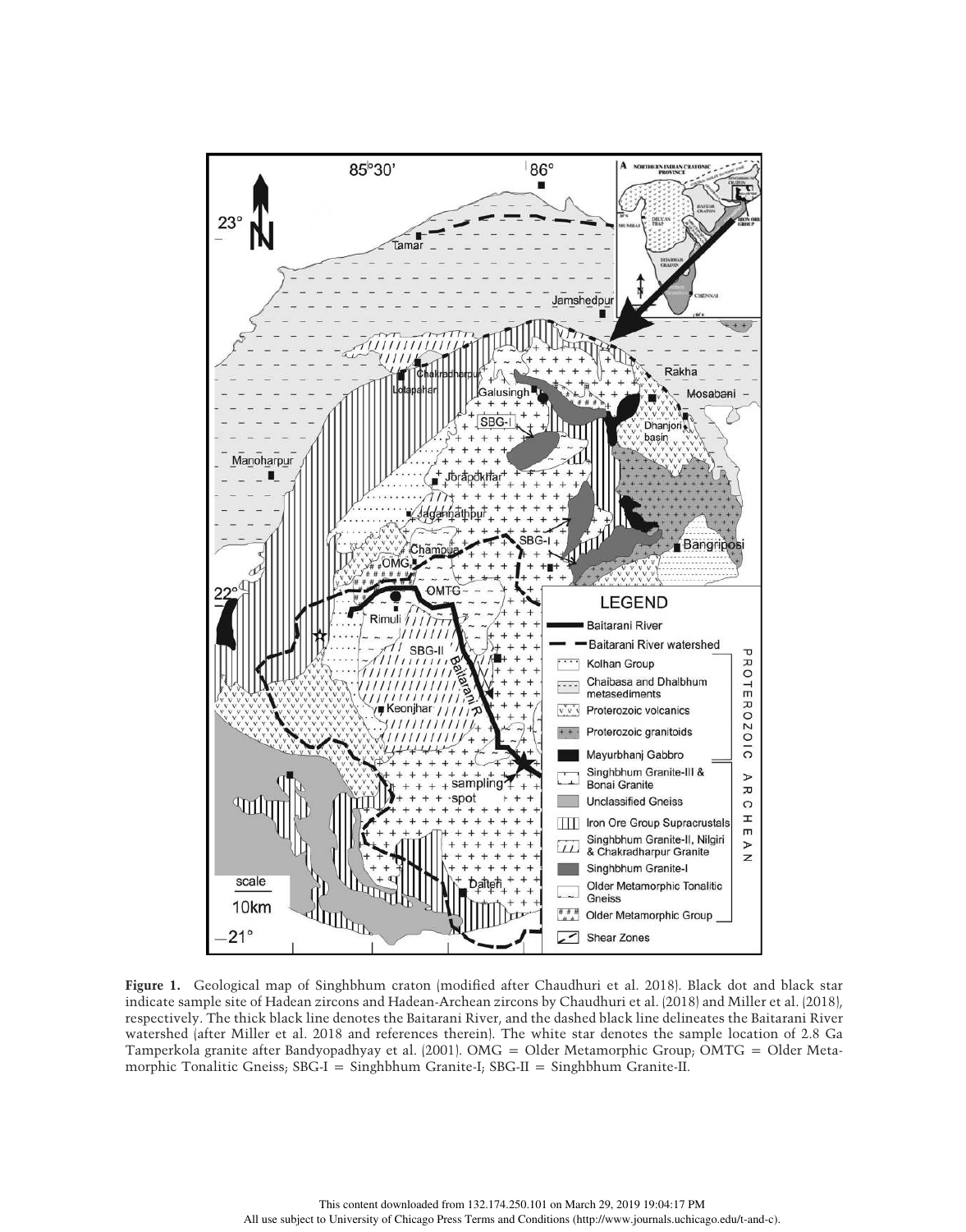85°30'

86°

23°

N

Tamar

Jamshedpur

Chakradharpur

Lotapahar

Galusingh

Rakha

Mosabani

SBG-I

Dhanjori basin

Manoharpur

Jorapokhar

Jagannathpur

Champua

SBG-I

Bangriposi

OMG

OMTG

22°

Rimuli

SBG-II

Baitarani R

Keonjhar

sampling spot

Daitari

scale

10km

21°

A NORTHERN INDIAN CRATONIC PROVINCE

DECCAN TRAP

MUMBAI

BASTAR CRATON

SINGHBHUM CRATON

IRON ORE GROUP

DHARWAR CRATON

CHENNAI

LEGEND

Baitarani River

Baitarani River watershed

Kolhan Group

Chaibasa and Dhalbhum metasediments

Proterozoic volcanics

Proterozoic granitoids

Mayurbhanj Gabbro

Singhbhum Granite-III & Bonai Granite

Unclassified Gneiss

Iron Ore Group Supracrustals

Singhbhum Granite-II, Nilgiri & Chakradharpur Granite

Singhbhum Granite-I

Older Metamorphic Tonalitic Gneiss

Older Metamorphic Group

Shear Zones

PROTEROZOIC

ARCHEAN

**Figure 1.** Geological map of Singhbhum craton (modified after Chaudhuri et al. 2018). Black dot and black star indicate sample site of Hadean zircons and Hadean-Archean zircons by Chaudhuri et al. (2018) and Miller et al. (2018), respectively. The thick black line denotes the Baitarani River, and the dashed black line delineates the Baitarani River watershed (after Miller et al. 2018 and references therein). The white star denotes the sample location of 2.8 Ga Tamperkola granite after Bandyopadhyay et al. (2001). OMG = Older Metamorphic Group; OMTG = Older Metamorphic Tonalitic Gneiss; SBG-I = Singhbhum Granite-I; SBG-II = Singhbhum Granite-II.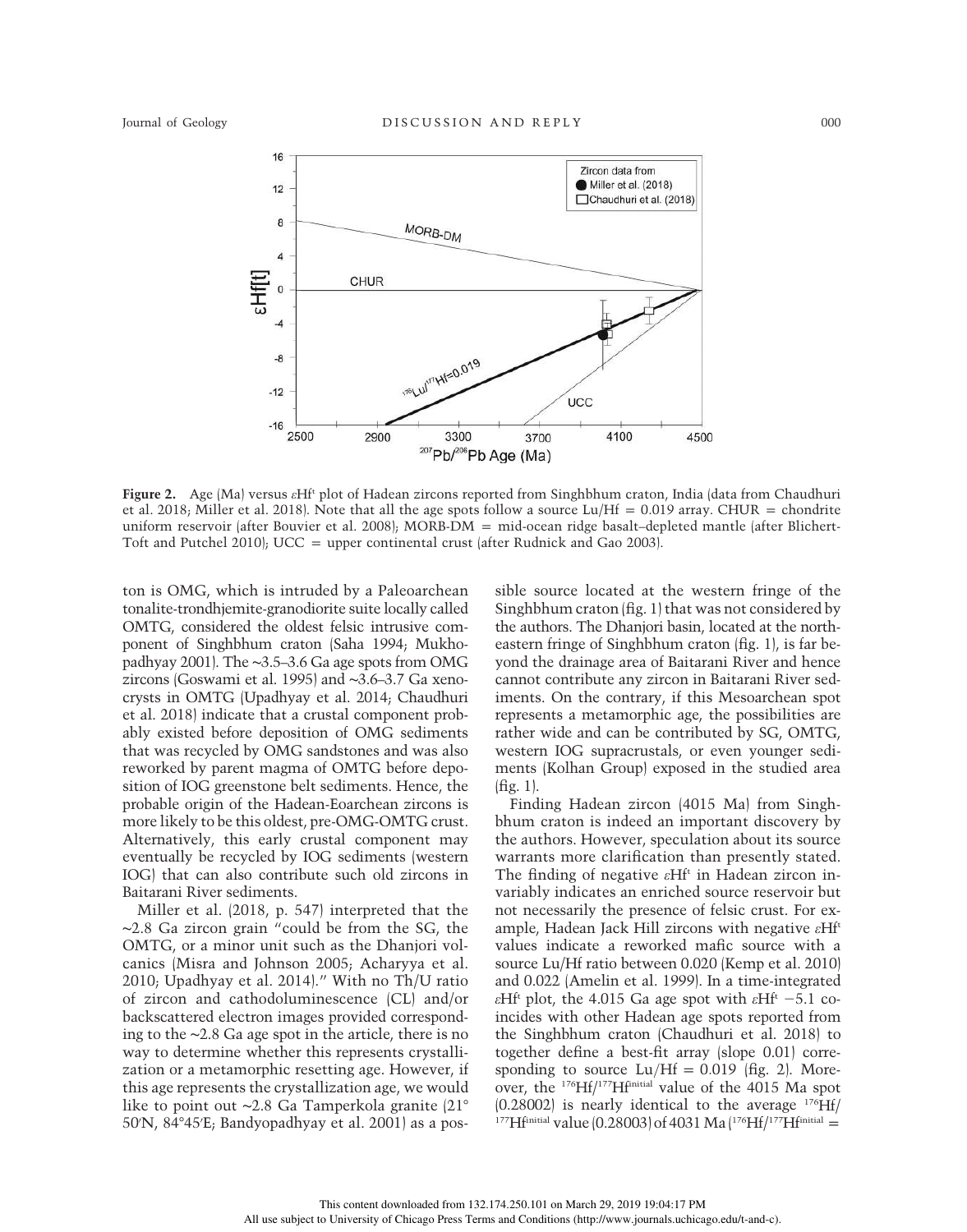Zircon data from

Miller et al. (2018)

Chaudhuri et al. (2018)

MORB-DM

CHUR

UCC

$^{176}$Lu/$^{177}$Hf=0.019

εHf[t]

$^{207}$Pb/$^{206}$Pb Age (Ma)

16

12

8

4

0

-4

-8

-12

-16

2500

2900

3300

3700

4100

4500

**Figure 2.** Age (Ma) versus $\varepsilon Hf^t$ plot of Hadean zircons reported from Singhbhum craton, India (data from Chaudhuri et al. 2018; Miller et al. 2018). Note that all the age spots follow a source Lu/Hf = 0.019 array. CHUR = chondrite uniform reservoir (after Bouvier et al. 2008); MORB-DM = mid-ocean ridge basalt–depleted mantle (after Blichert-Toft and Putchel 2010); UCC = upper continental crust (after Rudnick and Gao 2003).

ton is OMG, which is intruded by a Paleoarchean tonalite-trondhjemite-granodiorite suite locally called OMTG, considered the oldest felsic intrusive component of Singhbhum craton (Saha 1994; Mukhopadhyay 2001). The ~3.5–3.6 Ga age spots from OMG zircons (Goswami et al. 1995) and ~3.6–3.7 Ga xenocrysts in OMTG (Upadhyay et al. 2014; Chaudhuri et al. 2018) indicate that a crustal component probably existed before deposition of OMG sediments that was recycled by OMG sandstones and was also reworked by parent magma of OMTG before deposition of IOG greenstone belt sediments. Hence, the probable origin of the Hadean-Eoarchean zircons is more likely to be this oldest, pre-OMG-OMTG crust. Alternatively, this early crustal component may eventually be recycled by IOG sediments (western IOG) that can also contribute such old zircons in Baitarani River sediments.

Miller et al. (2018, p. 547) interpreted that the ~2.8 Ga zircon grain "could be from the SG, the OMTG, or a minor unit such as the Dhanjori volcanics (Misra and Johnson 2005; Acharyya et al. 2010; Upadhyay et al. 2014)." With no Th/U ratio of zircon and cathodoluminescence (CL) and/or backscattered electron images provided corresponding to the ~2.8 Ga age spot in the article, there is no way to determine whether this represents crystallization or a metamorphic resetting age. However, if this age represents the crystallization age, we would like to point out ~2.8 Ga Tamperkola granite (21°50′N, 84°45′E; Bandyopadhyay et al. 2001) as a possible source located at the western fringe of the Singhbhum craton (fig. 1) that was not considered by the authors. The Dhanjori basin, located at the northeastern fringe of Singhbhum craton (fig. 1), is far beyond the drainage area of Baitarani River and hence cannot contribute any zircon in Baitarani River sediments. On the contrary, if this Mesoarchean spot represents a metamorphic age, the possibilities are rather wide and can be contributed by SG, OMTG, western IOG supracrustals, or even younger sediments (Kolhan Group) exposed in the studied area (fig. 1).

Finding Hadean zircon (4015 Ma) from Singhbhum craton is indeed an important discovery by the authors. However, speculation about its source warrants more clarification than presently stated. The finding of negative $\varepsilon Hf^t$ in Hadean zircon invariably indicates an enriched source reservoir but not necessarily the presence of felsic crust. For example, Hadean Jack Hill zircons with negative $\varepsilon Hf^t$ values indicate a reworked mafic source with a source Lu/Hf ratio between 0.020 (Kemp et al. 2010) and 0.022 (Amelin et al. 1999). In a time-integrated $\varepsilon Hf^t$ plot, the 4.015 Ga age spot with $\varepsilon Hf^t$ −5.1 coincides with other Hadean age spots reported from the Singhbhum craton (Chaudhuri et al. 2018) to together define a best-fit array (slope 0.01) corresponding to source Lu/Hf = 0.019 (fig. 2). Moreover, the $^{176}Hf/^{177}Hf^{initial}$ value of the 4015 Ma spot (0.28002) is nearly identical to the average $^{176}Hf/^{177}Hf^{initial}$ value (0.28003) of 4031 Ma ($^{176}Hf/^{177}Hf^{initial}$ =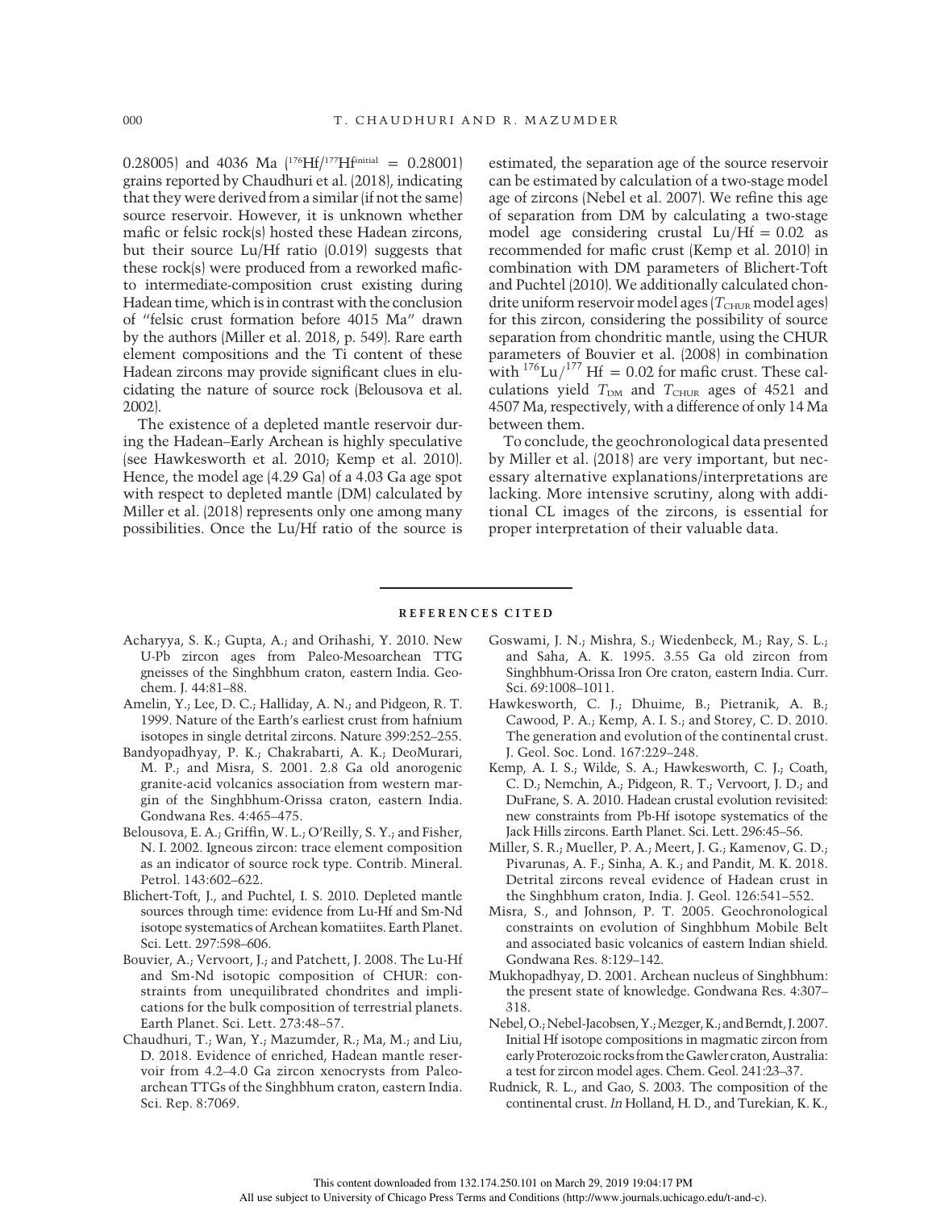0.28005) and 4036 Ma ($^{176}Hf/^{177}Hf^{initial}$ = 0.28001) grains reported by Chaudhuri et al. (2018), indicating that they were derived from a similar (if not the same) source reservoir. However, it is unknown whether mafic or felsic rock(s) hosted these Hadean zircons, but their source Lu/Hf ratio (0.019) suggests that these rock(s) were produced from a reworked mafic-to intermediate-composition crust existing during Hadean time, which is in contrast with the conclusion of "felsic crust formation before 4015 Ma" drawn by the authors (Miller et al. 2018, p. 549). Rare earth element compositions and the Ti content of these Hadean zircons may provide significant clues in elucidating the nature of source rock (Belousova et al. 2002).

The existence of a depleted mantle reservoir during the Hadean–Early Archean is highly speculative (see Hawkesworth et al. 2010; Kemp et al. 2010). Hence, the model age (4.29 Ga) of a 4.03 Ga age spot with respect to depleted mantle (DM) calculated by Miller et al. (2018) represents only one among many possibilities. Once the Lu/Hf ratio of the source is estimated, the separation age of the source reservoir can be estimated by calculation of a two-stage model age of zircons (Nebel et al. 2007). We refine this age of separation from DM by calculating a two-stage model age considering crustal Lu/Hf = 0.02 as recommended for mafic crust (Kemp et al. 2010) in combination with DM parameters of Blichert-Toft and Puchtel (2010). We additionally calculated chondrite uniform reservoir model ages ($T_{CHUR}$ model ages) for this zircon, considering the possibility of source separation from chondritic mantle, using the CHUR parameters of Bouvier et al. (2008) in combination with $^{176}Lu/^{177}Hf = 0.02$ for mafic crust. These calculations yield $T_{DM}$ and $T_{CHUR}$ ages of 4521 and 4507 Ma, respectively, with a difference of only 14 Ma between them.

To conclude, the geochronological data presented by Miller et al. (2018) are very important, but necessary alternative explanations/interpretations are lacking. More intensive scrutiny, along with additional CL images of the zircons, is essential for proper interpretation of their valuable data.

## REFERENCES CITED

Acharyya, S. K.; Gupta, A.; and Orihashi, Y. 2010. New U-Pb zircon ages from Paleo-Mesoarchean TTG gneisses of the Singhbhum craton, eastern India. Geochem. J. 44:81–88.

Amelin, Y.; Lee, D. C.; Halliday, A. N.; and Pidgeon, R. T. 1999. Nature of the Earth's earliest crust from hafnium isotopes in single detrital zircons. Nature 399:252–255.

Bandyopadhyay, P. K.; Chakrabarti, A. K.; DeoMurari, M. P.; and Misra, S. 2001. 2.8 Ga old anorogenic granite-acid volcanics association from western margin of the Singhbhum-Orissa craton, eastern India. Gondwana Res. 4:465–475.

Belousova, E. A.; Griffin, W. L.; O'Reilly, S. Y.; and Fisher, N. I. 2002. Igneous zircon: trace element composition as an indicator of source rock type. Contrib. Mineral. Petrol. 143:602–622.

Blichert-Toft, J., and Puchtel, I. S. 2010. Depleted mantle sources through time: evidence from Lu-Hf and Sm-Nd isotope systematics of Archean komatiites. Earth Planet. Sci. Lett. 297:598–606.

Bouvier, A.; Vervoort, J.; and Patchett, J. 2008. The Lu-Hf and Sm-Nd isotopic composition of CHUR: constraints from unequilibrated chondrites and implications for the bulk composition of terrestrial planets. Earth Planet. Sci. Lett. 273:48–57.

Chaudhuri, T.; Wan, Y.; Mazumder, R.; Ma, M.; and Liu, D. 2018. Evidence of enriched, Hadean mantle reservoir from 4.2–4.0 Ga zircon xenocrysts from Paleoarchean TTGs of the Singhbhum craton, eastern India. Sci. Rep. 8:7069.

Goswami, J. N.; Mishra, S.; Wiedenbeck, M.; Ray, S. L.; and Saha, A. K. 1995. 3.55 Ga old zircon from Singhbhum-Orissa Iron Ore craton, eastern India. Curr. Sci. 69:1008–1011.

Hawkesworth, C. J.; Dhuime, B.; Pietranik, A. B.; Cawood, P. A.; Kemp, A. I. S.; and Storey, C. D. 2010. The generation and evolution of the continental crust. J. Geol. Soc. Lond. 167:229–248.

Kemp, A. I. S.; Wilde, S. A.; Hawkesworth, C. J.; Coath, C. D.; Nemchin, A.; Pidgeon, R. T.; Vervoort, J. D.; and DuFrane, S. A. 2010. Hadean crustal evolution revisited: new constraints from Pb-Hf isotope systematics of the Jack Hills zircons. Earth Planet. Sci. Lett. 296:45–56.

Miller, S. R.; Mueller, P. A.; Meert, J. G.; Kamenov, G. D.; Pivarunas, A. F.; Sinha, A. K.; and Pandit, M. K. 2018. Detrital zircons reveal evidence of Hadean crust in the Singhbhum craton, India. J. Geol. 126:541–552.

Misra, S., and Johnson, P. T. 2005. Geochronological constraints on evolution of Singhbhum Mobile Belt and associated basic volcanics of eastern Indian shield. Gondwana Res. 8:129–142.

Mukhopadhyay, D. 2001. Archean nucleus of Singhbhum: the present state of knowledge. Gondwana Res. 4:307–318.

Nebel, O.; Nebel-Jacobsen, Y.; Mezger, K.; and Berndt, J. 2007. Initial Hf isotope compositions in magmatic zircon from early Proterozoic rocks from the Gawler craton, Australia: a test for zircon model ages. Chem. Geol. 241:23–37.

Rudnick, R. L., and Gao, S. 2003. The composition of the continental crust. *In* Holland, H. D., and Turekian, K. K.,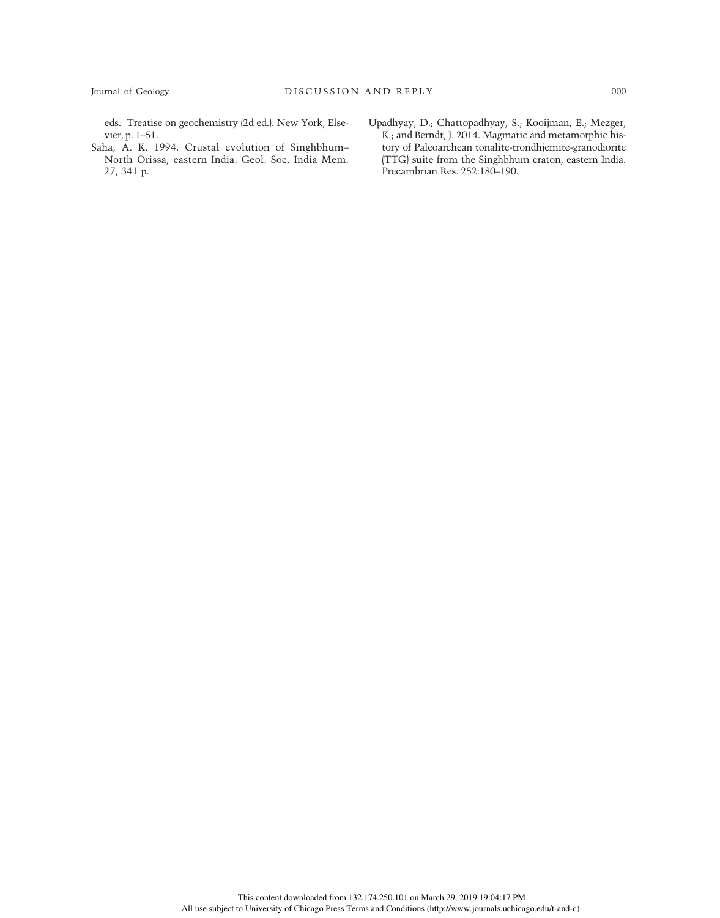eds. Treatise on geochemistry (2d ed.). New York, Elsevier, p. 1–51.

Saha, A. K. 1994. Crustal evolution of Singhbhum–North Orissa, eastern India. Geol. Soc. India Mem. 27, 341 p.

Upadhyay, D.; Chattopadhyay, S.; Kooijman, E.; Mezger, K.; and Berndt, J. 2014. Magmatic and metamorphic history of Paleoarchean tonalite-trondhjemite-granodiorite (TTG) suite from the Singhbhum craton, eastern India. Precambrian Res. 252:180–190.